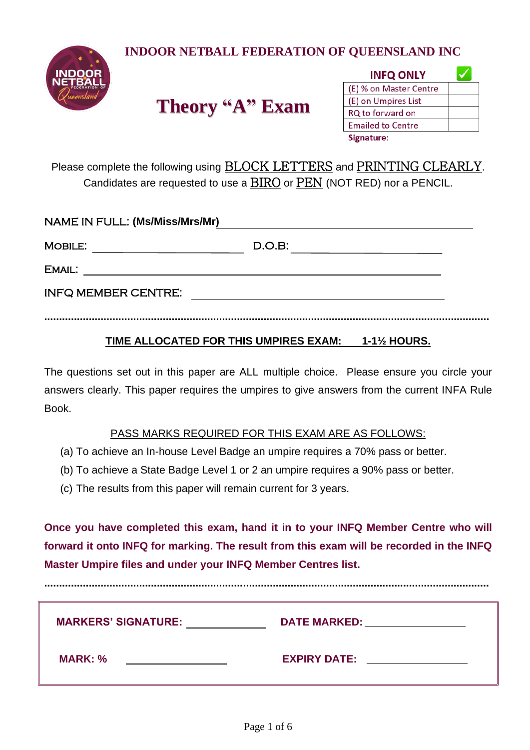# INDOOR NETBALL FEDERATION OF QUEENSLAND INC

## Theory "A" Exam

| INFQ ONLY | ✓ |
|---|---|
| (E) % on Master Centre | |
| (E) on Umpires List | |
| RQ to forward on | |
| Emailed to Centre | |

**Signature**:

Please complete the following using BLOCK LETTERS and PRINTING CLEARLY.
Candidates are requested to use a BIRO or PEN (NOT RED) nor a PENCIL.

NAME IN FULL: **(Ms/Miss/Mrs/Mr)** ______________________________

MOBILE: ____________________ D.O.B: ____________________

EMAIL: ______________________________________________

INFQ MEMBER CENTRE: ________________________________

..........................................................................................................................................

**TIME ALLOCATED FOR THIS UMPIRES EXAM: 1-1½ HOURS.**

The questions set out in this paper are ALL multiple choice. Please ensure you circle your answers clearly. This paper requires the umpires to give answers from the current INFA Rule Book.

PASS MARKS REQUIRED FOR THIS EXAM ARE AS FOLLOWS:

(a) To achieve an In-house Level Badge an umpire requires a 70% pass or better.

(b) To achieve a State Badge Level 1 or 2 an umpire requires a 90% pass or better.

(c) The results from this paper will remain current for 3 years.

**Once you have completed this exam, hand it in to your INFQ Member Centre who will forward it onto INFQ for marking. The result from this exam will be recorded in the INFQ Master Umpire files and under your INFQ Member Centres list.**

..........................................................................................................................................

**MARKERS' SIGNATURE:** ____________ **DATE MARKED:** ____________

**MARK: %** ____________ **EXPIRY DATE:** ____________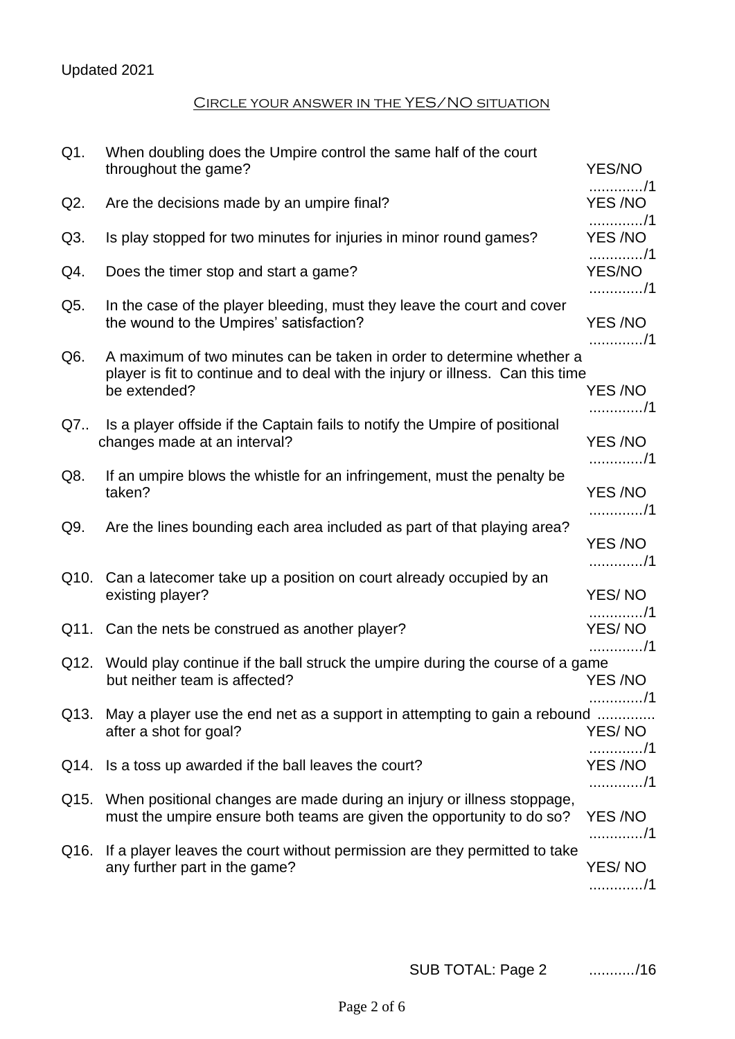Updated 2021

## Circle your answer in the YES/NO situation

| | | | |
|---|---|---|---|
| Q1. | When doubling does the Umpire control the same half of the court throughout the game? | YES/NO | ............./1 |
| Q2. | Are the decisions made by an umpire final? | YES /NO | ............./1 |
| Q3. | Is play stopped for two minutes for injuries in minor round games? | YES /NO | ............./1 |
| Q4. | Does the timer stop and start a game? | YES/NO | ............./1 |
| Q5. | In the case of the player bleeding, must they leave the court and cover the wound to the Umpires' satisfaction? | YES /NO | ............./1 |
| Q6. | A maximum of two minutes can be taken in order to determine whether a player is fit to continue and to deal with the injury or illness. Can this time be extended? | YES /NO | ............./1 |
| Q7.. | Is a player offside if the Captain fails to notify the Umpire of positional changes made at an interval? | YES /NO | ............./1 |
| Q8. | If an umpire blows the whistle for an infringement, must the penalty be taken? | YES /NO | ............./1 |
| Q9. | Are the lines bounding each area included as part of that playing area? | YES /NO | ............./1 |
| Q10. | Can a latecomer take up a position on court already occupied by an existing player? | YES/ NO | ............./1 |
| Q11. | Can the nets be construed as another player? | YES/ NO | ............./1 |
| Q12. | Would play continue if the ball struck the umpire during the course of a game but neither team is affected? | YES /NO | ............./1 |
| Q13. | May a player use the end net as a support in attempting to gain a rebound after a shot for goal? | YES/ NO | ............./1 |
| Q14. | Is a toss up awarded if the ball leaves the court? | YES /NO | ............./1 |
| Q15. | When positional changes are made during an injury or illness stoppage, must the umpire ensure both teams are given the opportunity to do so? | YES /NO | ............./1 |
| Q16. | If a player leaves the court without permission are they permitted to take any further part in the game? | YES/ NO | ............./1 |

SUB TOTAL: Page 2 .........../16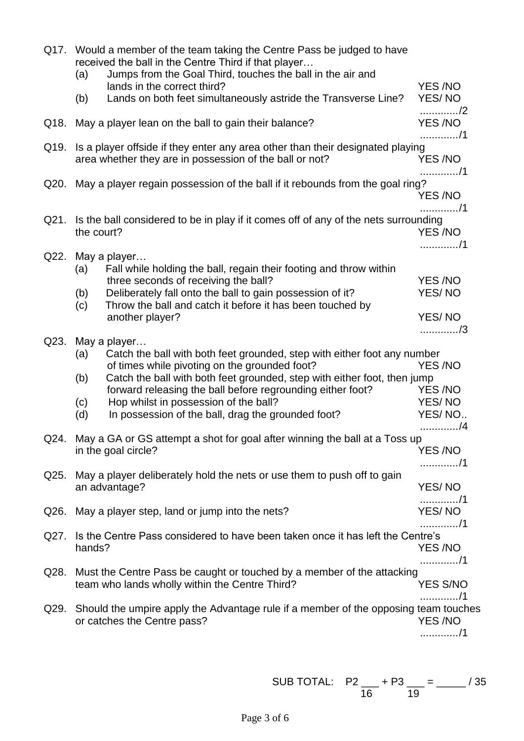Q17. Would a member of the team taking the Centre Pass be judged to have received the ball in the Centre Third if that player…

(a) Jumps from the Goal Third, touches the ball in the air and lands in the correct third? YES /NO

(b) Lands on both feet simultaneously astride the Transverse Line? YES/ NO

............./2

Q18. May a player lean on the ball to gain their balance? YES /NO

............./1

Q19. Is a player offside if they enter any area other than their designated playing area whether they are in possession of the ball or not? YES /NO

............./1

Q20. May a player regain possession of the ball if it rebounds from the goal ring? YES /NO

............./1

Q21. Is the ball considered to be in play if it comes off of any of the nets surrounding the court? YES /NO

............./1

Q22. May a player…

(a) Fall while holding the ball, regain their footing and throw within three seconds of receiving the ball? YES /NO

(b) Deliberately fall onto the ball to gain possession of it? YES/ NO

(c) Throw the ball and catch it before it has been touched by another player? YES/ NO

............./3

Q23. May a player…

(a) Catch the ball with both feet grounded, step with either foot any number of times while pivoting on the grounded foot? YES /NO

(b) Catch the ball with both feet grounded, step with either foot, then jump forward releasing the ball before regrounding either foot? YES /NO

(c) Hop whilst in possession of the ball? YES/ NO

(d) In possession of the ball, drag the grounded foot? YES/ NO..

............./4

Q24. May a GA or GS attempt a shot for goal after winning the ball at a Toss up in the goal circle? YES /NO

............./1

Q25. May a player deliberately hold the nets or use them to push off to gain an advantage? YES/ NO

............./1

Q26. May a player step, land or jump into the nets? YES/ NO

............./1

Q27. Is the Centre Pass considered to have been taken once it has left the Centre's hands? YES /NO

............./1

Q28. Must the Centre Pass be caught or touched by a member of the attacking team who lands wholly within the Centre Third? YES S/NO

............./1

Q29. Should the umpire apply the Advantage rule if a member of the opposing team touches or catches the Centre pass? YES /NO

............./1

SUB TOTAL: P2 ___ + P3 ___ = _____ / 35
16 19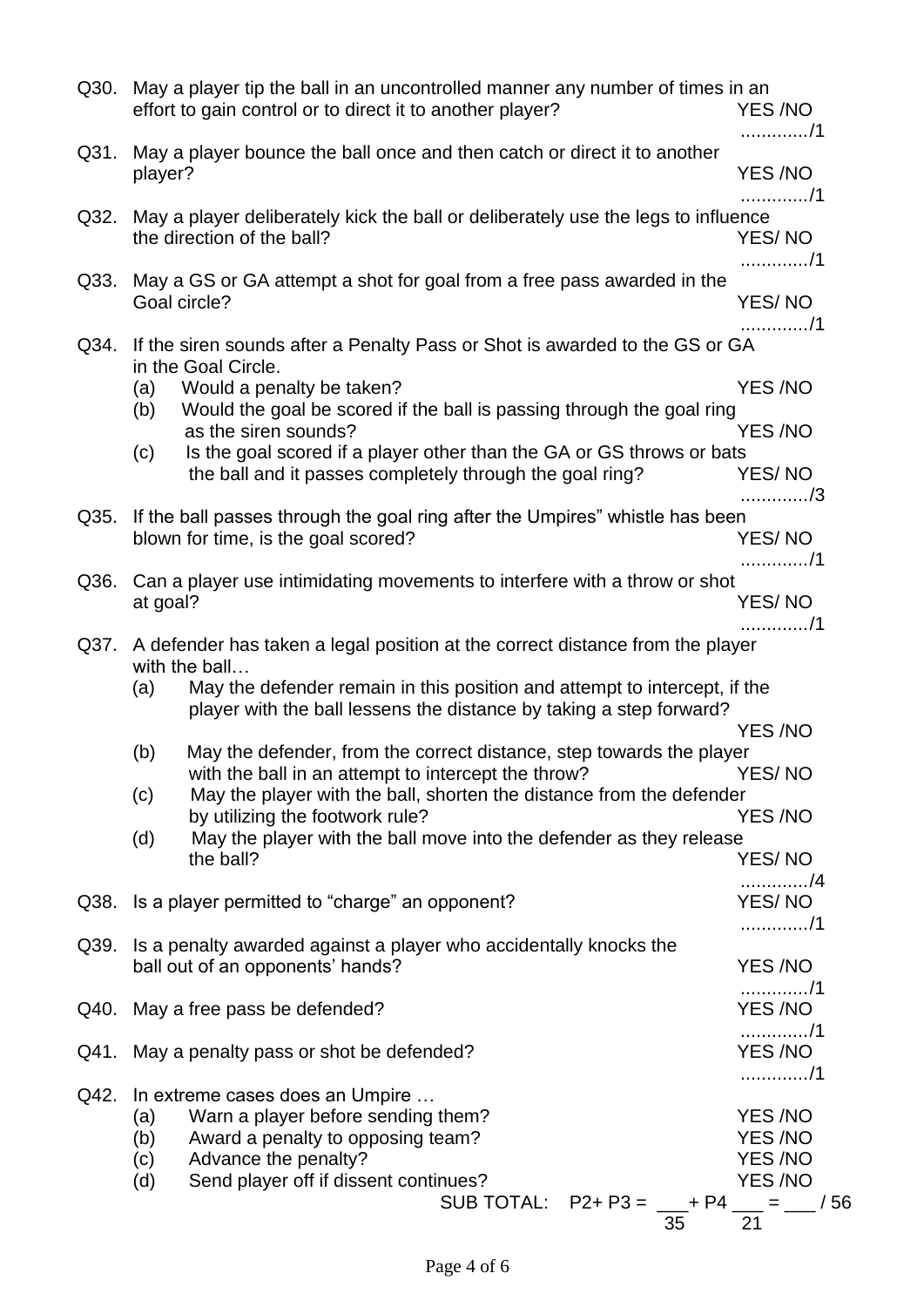Q30. May a player tip the ball in an uncontrolled manner any number of times in an effort to gain control or to direct it to another player? YES /NO

............./1

Q31. May a player bounce the ball once and then catch or direct it to another player? YES /NO

............./1

Q32. May a player deliberately kick the ball or deliberately use the legs to influence the direction of the ball? YES/ NO

............./1

Q33. May a GS or GA attempt a shot for goal from a free pass awarded in the Goal circle? YES/ NO

............./1

Q34. If the siren sounds after a Penalty Pass or Shot is awarded to the GS or GA in the Goal Circle.

(a) Would a penalty be taken? YES /NO

(b) Would the goal be scored if the ball is passing through the goal ring as the siren sounds? YES /NO

(c) Is the goal scored if a player other than the GA or GS throws or bats the ball and it passes completely through the goal ring? YES/ NO

............./3

Q35. If the ball passes through the goal ring after the Umpires" whistle has been blown for time, is the goal scored? YES/ NO

............./1

Q36. Can a player use intimidating movements to interfere with a throw or shot at goal? YES/ NO

............./1

Q37. A defender has taken a legal position at the correct distance from the player with the ball…

(a) May the defender remain in this position and attempt to intercept, if the player with the ball lessens the distance by taking a step forward? YES /NO

(b) May the defender, from the correct distance, step towards the player with the ball in an attempt to intercept the throw? YES/ NO

(c) May the player with the ball, shorten the distance from the defender by utilizing the footwork rule? YES /NO

(d) May the player with the ball move into the defender as they release the ball? YES/ NO

............./4

Q38. Is a player permitted to "charge" an opponent? YES/ NO

............./1

Q39. Is a penalty awarded against a player who accidentally knocks the ball out of an opponents' hands? YES /NO

............./1

Q40. May a free pass be defended? YES /NO

............./1

Q41. May a penalty pass or shot be defended? YES /NO

............./1

Q42. In extreme cases does an Umpire …

(a) Warn a player before sending them? YES /NO

(b) Award a penalty to opposing team? YES /NO

(c) Advance the penalty? YES /NO

(d) Send player off if dissent continues? YES /NO

SUB TOTAL: P2+ P3 = ___/35 + P4 ___/21 = ___ / 56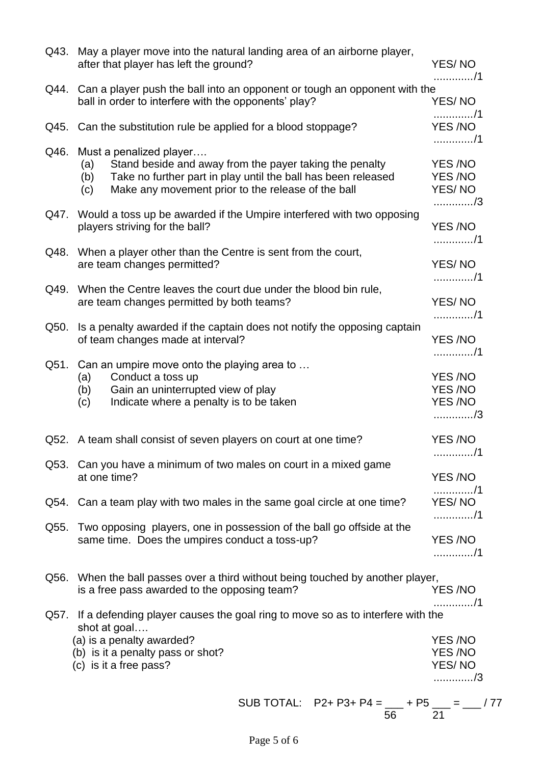Q43. May a player move into the natural landing area of an airborne player, after that player has left the ground? YES/ NO

.............../1

Q44. Can a player push the ball into an opponent or tough an opponent with the ball in order to interfere with the opponents' play? YES/ NO

.............../1

Q45. Can the substitution rule be applied for a blood stoppage? YES /NO

.............../1

Q46. Must a penalized player….

- (a) Stand beside and away from the payer taking the penalty YES /NO
- (b) Take no further part in play until the ball has been released YES /NO
- (c) Make any movement prior to the release of the ball YES/ NO

.............../3

Q47. Would a toss up be awarded if the Umpire interfered with two opposing players striving for the ball? YES /NO

.............../1

Q48. When a player other than the Centre is sent from the court, are team changes permitted? YES/ NO

.............../1

Q49. When the Centre leaves the court due under the blood bin rule, are team changes permitted by both teams? YES/ NO

.............../1

Q50. Is a penalty awarded if the captain does not notify the opposing captain of team changes made at interval? YES /NO

.............../1

Q51. Can an umpire move onto the playing area to …

- (a) Conduct a toss up YES /NO
- (b) Gain an uninterrupted view of play YES /NO
- (c) Indicate where a penalty is to be taken YES /NO

.............../3

Q52. A team shall consist of seven players on court at one time? YES /NO

.............../1

Q53. Can you have a minimum of two males on court in a mixed game at one time? YES /NO

.............../1

Q54. Can a team play with two males in the same goal circle at one time? YES/ NO

.............../1

Q55. Two opposing players, one in possession of the ball go offside at the same time. Does the umpires conduct a toss-up? YES /NO

.............../1

Q56. When the ball passes over a third without being touched by another player, is a free pass awarded to the opposing team? YES /NO

.............../1

Q57. If a defending player causes the goal ring to move so as to interfere with the shot at goal….

- (a) is a penalty awarded? YES /NO
- (b) is it a penalty pass or shot? YES /NO
- (c) is it a free pass? YES/ NO

.............../3

SUB TOTAL: P2+ P3+ P4 = ___ / 56 + P5 ___ / 21 = ___ / 77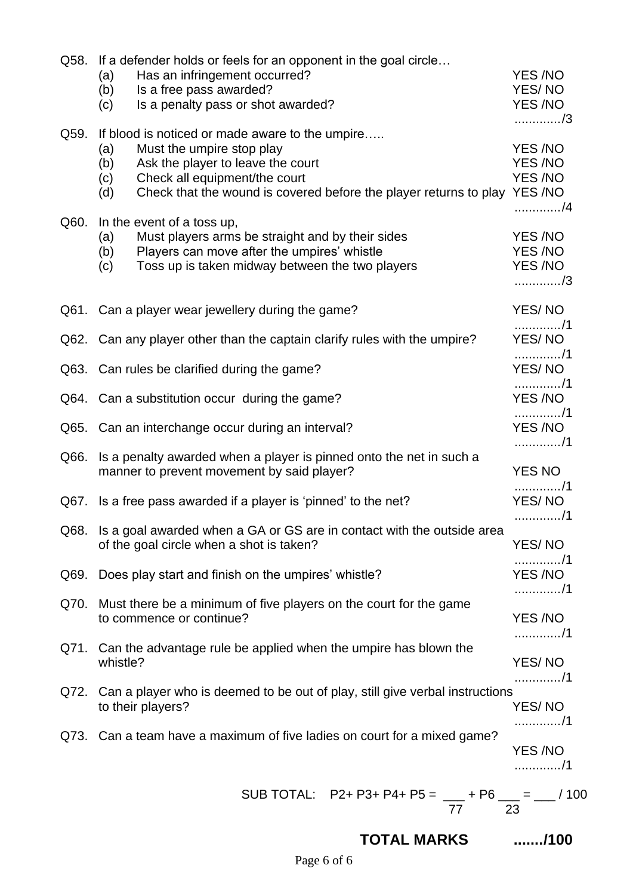Q58. If a defender holds or feels for an opponent in the goal circle…

(a) Has an infringement occurred? YES /NO

(b) Is a free pass awarded? YES/ NO

(c) Is a penalty pass or shot awarded? YES /NO

............./3

Q59. If blood is noticed or made aware to the umpire…..

(a) Must the umpire stop play YES /NO

(b) Ask the player to leave the court YES /NO

(c) Check all equipment/the court YES /NO

(d) Check that the wound is covered before the player returns to play YES /NO

............./4

Q60. In the event of a toss up,

(a) Must players arms be straight and by their sides YES /NO

(b) Players can move after the umpires' whistle YES /NO

(c) Toss up is taken midway between the two players YES /NO

............./3

Q61. Can a player wear jewellery during the game? YES/ NO

............./1

Q62. Can any player other than the captain clarify rules with the umpire? YES/ NO

............./1

Q63. Can rules be clarified during the game? YES/ NO

............./1

Q64. Can a substitution occur during the game? YES /NO

............./1

Q65. Can an interchange occur during an interval? YES /NO

............./1

Q66. Is a penalty awarded when a player is pinned onto the net in such a manner to prevent movement by said player? YES NO

............./1

Q67. Is a free pass awarded if a player is 'pinned' to the net? YES/ NO

............./1

Q68. Is a goal awarded when a GA or GS are in contact with the outside area of the goal circle when a shot is taken? YES/ NO

............./1

Q69. Does play start and finish on the umpires' whistle? YES /NO

............./1

Q70. Must there be a minimum of five players on the court for the game to commence or continue? YES /NO

............./1

Q71. Can the advantage rule be applied when the umpire has blown the whistle? YES/ NO

............./1

Q72. Can a player who is deemed to be out of play, still give verbal instructions to their players? YES/ NO

............./1

Q73. Can a team have a maximum of five ladies on court for a mixed game? YES /NO

............./1

SUB TOTAL: P2+ P3+ P4+ P5 = ___ + P6 ___ = ___ / 100

77 23

**TOTAL MARKS .......​/100**